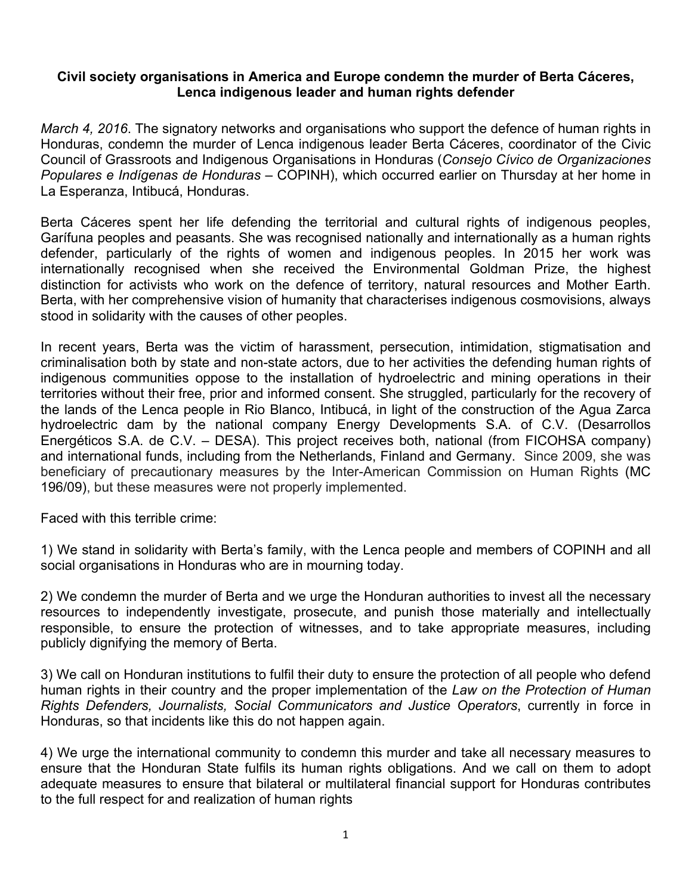**Civil society organisations in America and Europe condemn the murder of Berta Cáceres, Lenca indigenous leader and human rights defender**

*March 4, 2016*. The signatory networks and organisations who support the defence of human rights in Honduras, condemn the murder of Lenca indigenous leader Berta Cáceres, coordinator of the Civic Council of Grassroots and Indigenous Organisations in Honduras (*Consejo Cívico de Organizaciones Populares e Indígenas de Honduras* – COPINH), which occurred earlier on Thursday at her home in La Esperanza, Intibucá, Honduras.

Berta Cáceres spent her life defending the territorial and cultural rights of indigenous peoples, Garífuna peoples and peasants. She was recognised nationally and internationally as a human rights defender, particularly of the rights of women and indigenous peoples. In 2015 her work was internationally recognised when she received the Environmental Goldman Prize, the highest distinction for activists who work on the defence of territory, natural resources and Mother Earth. Berta, with her comprehensive vision of humanity that characterises indigenous cosmovisions, always stood in solidarity with the causes of other peoples.

In recent years, Berta was the victim of harassment, persecution, intimidation, stigmatisation and criminalisation both by state and non-state actors, due to her activities the defending human rights of indigenous communities oppose to the installation of hydroelectric and mining operations in their territories without their free, prior and informed consent. She struggled, particularly for the recovery of the lands of the Lenca people in Rio Blanco, Intibucá, in light of the construction of the Agua Zarca hydroelectric dam by the national company Energy Developments S.A. of C.V. (Desarrollos Energéticos S.A. de C.V. – DESA). This project receives both, national (from FICOHSA company) and international funds, including from the Netherlands, Finland and Germany. Since 2009, she was beneficiary of precautionary measures by the Inter-American Commission on Human Rights (MC 196/09), but these measures were not properly implemented.

Faced with this terrible crime:

1) We stand in solidarity with Berta's family, with the Lenca people and members of COPINH and all social organisations in Honduras who are in mourning today.

2) We condemn the murder of Berta and we urge the Honduran authorities to invest all the necessary resources to independently investigate, prosecute, and punish those materially and intellectually responsible, to ensure the protection of witnesses, and to take appropriate measures, including publicly dignifying the memory of Berta.

3) We call on Honduran institutions to fulfil their duty to ensure the protection of all people who defend human rights in their country and the proper implementation of the *Law on the Protection of Human Rights Defenders, Journalists, Social Communicators and Justice Operators*, currently in force in Honduras, so that incidents like this do not happen again.

4) We urge the international community to condemn this murder and take all necessary measures to ensure that the Honduran State fulfils its human rights obligations. And we call on them to adopt adequate measures to ensure that bilateral or multilateral financial support for Honduras contributes to the full respect for and realization of human rights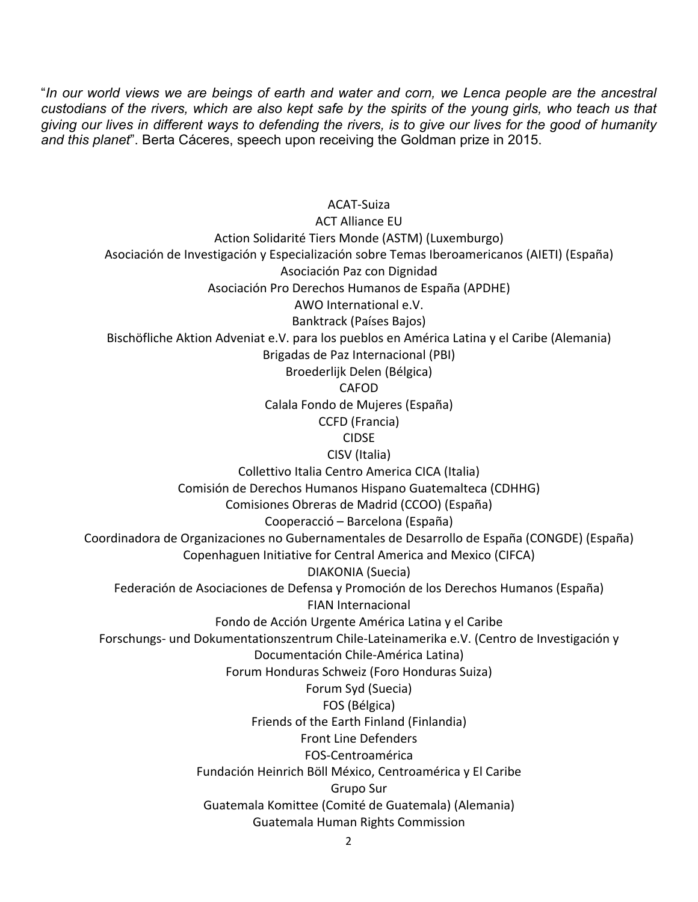"*In our world views we are beings of earth and water and corn, we Lenca people are the ancestral custodians of the rivers, which are also kept safe by the spirits of the young girls, who teach us that giving our lives in different ways to defending the rivers, is to give our lives for the good of humanity and this planet*". Berta Cáceres, speech upon receiving the Goldman prize in 2015.

ACAT-Suiza
ACT Alliance EU
Action Solidarité Tiers Monde (ASTM) (Luxemburgo)
Asociación de Investigación y Especialización sobre Temas Iberoamericanos (AIETI) (España)
Asociación Paz con Dignidad
Asociación Pro Derechos Humanos de España (APDHE)
AWO International e.V.
Banktrack (Países Bajos)
Bischöfliche Aktion Adveniat e.V. para los pueblos en América Latina y el Caribe (Alemania)
Brigadas de Paz Internacional (PBI)
Broederlijk Delen (Bélgica)
CAFOD
Calala Fondo de Mujeres (España)
CCFD (Francia)
CIDSE
CISV (Italia)
Collettivo Italia Centro America CICA (Italia)
Comisión de Derechos Humanos Hispano Guatemalteca (CDHHG)
Comisiones Obreras de Madrid (CCOO) (España)
Cooperacció – Barcelona (España)
Coordinadora de Organizaciones no Gubernamentales de Desarrollo de España (CONGDE) (España)
Copenhaguen Initiative for Central America and Mexico (CIFCA)
DIAKONIA (Suecia)
Federación de Asociaciones de Defensa y Promoción de los Derechos Humanos (España)
FIAN Internacional
Fondo de Acción Urgente América Latina y el Caribe
Forschungs- und Dokumentationszentrum Chile-Lateinamerika e.V. (Centro de Investigación y Documentación Chile-América Latina)
Forum Honduras Schweiz (Foro Honduras Suiza)
Forum Syd (Suecia)
FOS (Bélgica)
Friends of the Earth Finland (Finlandia)
Front Line Defenders
FOS-Centroamérica
Fundación Heinrich Böll México, Centroamérica y El Caribe
Grupo Sur
Guatemala Komittee (Comité de Guatemala) (Alemania)
Guatemala Human Rights Commission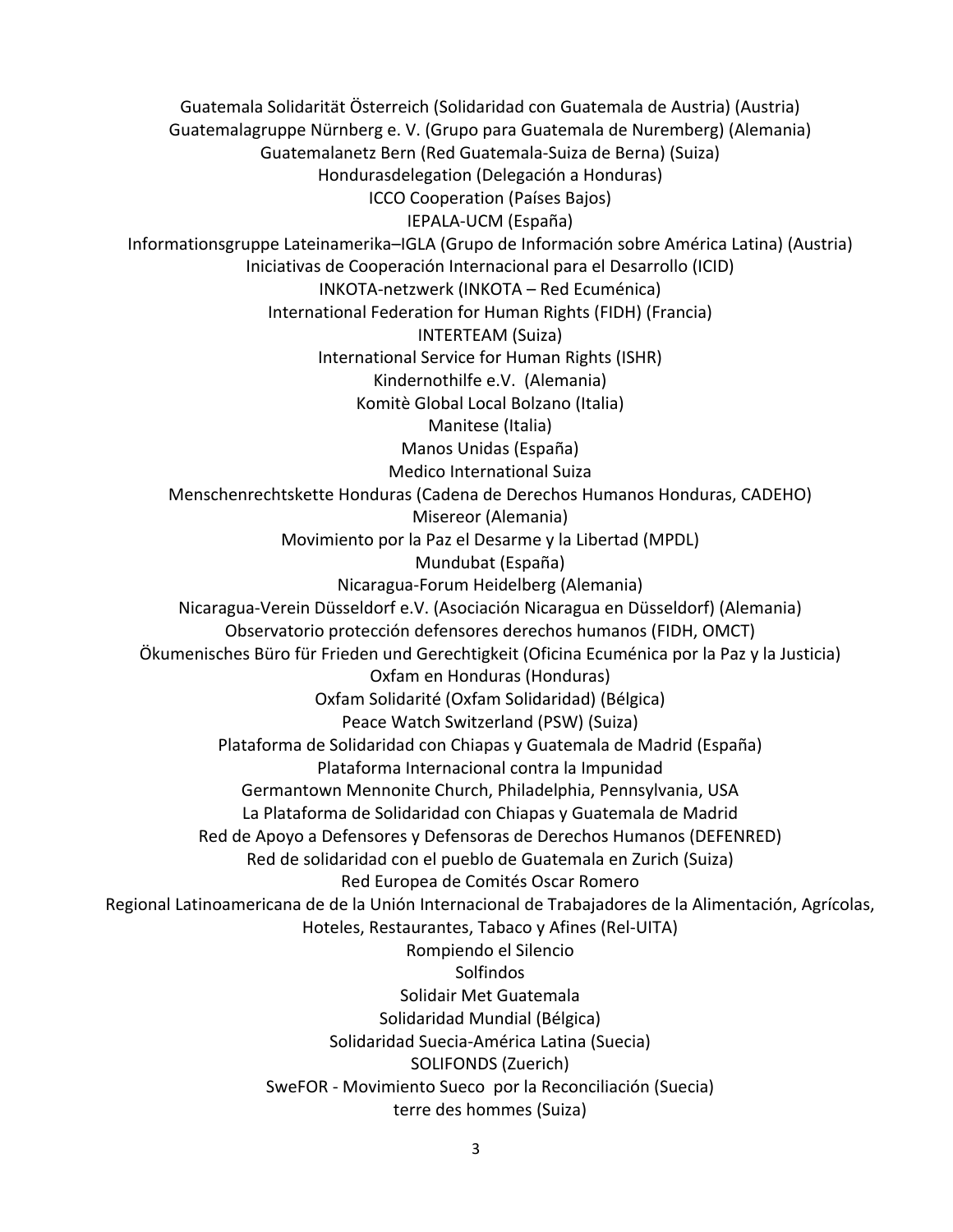Guatemala Solidarität Österreich (Solidaridad con Guatemala de Austria) (Austria)  
Guatemalagruppe Nürnberg e. V. (Grupo para Guatemala de Nuremberg) (Alemania)  
Guatemalanetz Bern (Red Guatemala-Suiza de Berna) (Suiza)  
Hondurasdelegation (Delegación a Honduras)  
ICCO Cooperation (Países Bajos)  
IEPALA-UCM (España)  
Informationsgruppe Lateinamerika–IGLA (Grupo de Información sobre América Latina) (Austria)  
Iniciativas de Cooperación Internacional para el Desarrollo (ICID)  
INKOTA-netzwerk (INKOTA – Red Ecuménica)  
International Federation for Human Rights (FIDH) (Francia)  
INTERTEAM (Suiza)  
International Service for Human Rights (ISHR)  
Kindernothilfe e.V. (Alemania)  
Komitè Global Local Bolzano (Italia)  
Manitese (Italia)  
Manos Unidas (España)  
Medico International Suiza  
Menschenrechtskette Honduras (Cadena de Derechos Humanos Honduras, CADEHO)  
Misereor (Alemania)  
Movimiento por la Paz el Desarme y la Libertad (MPDL)  
Mundubat (España)  
Nicaragua-Forum Heidelberg (Alemania)  
Nicaragua-Verein Düsseldorf e.V. (Asociación Nicaragua en Düsseldorf) (Alemania)  
Observatorio protección defensores derechos humanos (FIDH, OMCT)  
Ökumenisches Büro für Frieden und Gerechtigkeit (Oficina Ecuménica por la Paz y la Justicia)  
Oxfam en Honduras (Honduras)  
Oxfam Solidarité (Oxfam Solidaridad) (Bélgica)  
Peace Watch Switzerland (PSW) (Suiza)  
Plataforma de Solidaridad con Chiapas y Guatemala de Madrid (España)  
Plataforma Internacional contra la Impunidad  
Germantown Mennonite Church, Philadelphia, Pennsylvania, USA  
La Plataforma de Solidaridad con Chiapas y Guatemala de Madrid  
Red de Apoyo a Defensores y Defensoras de Derechos Humanos (DEFENRED)  
Red de solidaridad con el pueblo de Guatemala en Zurich (Suiza)  
Red Europea de Comités Oscar Romero  
Regional Latinoamericana de de la Unión Internacional de Trabajadores de la Alimentación, Agrícolas, Hoteles, Restaurantes, Tabaco y Afines (Rel-UITA)  
Rompiendo el Silencio  
Solfindos  
Solidair Met Guatemala  
Solidaridad Mundial (Bélgica)  
Solidaridad Suecia-América Latina (Suecia)  
SOLIFONDS (Zuerich)  
SweFOR - Movimiento Sueco por la Reconciliación (Suecia)  
terre des hommes (Suiza)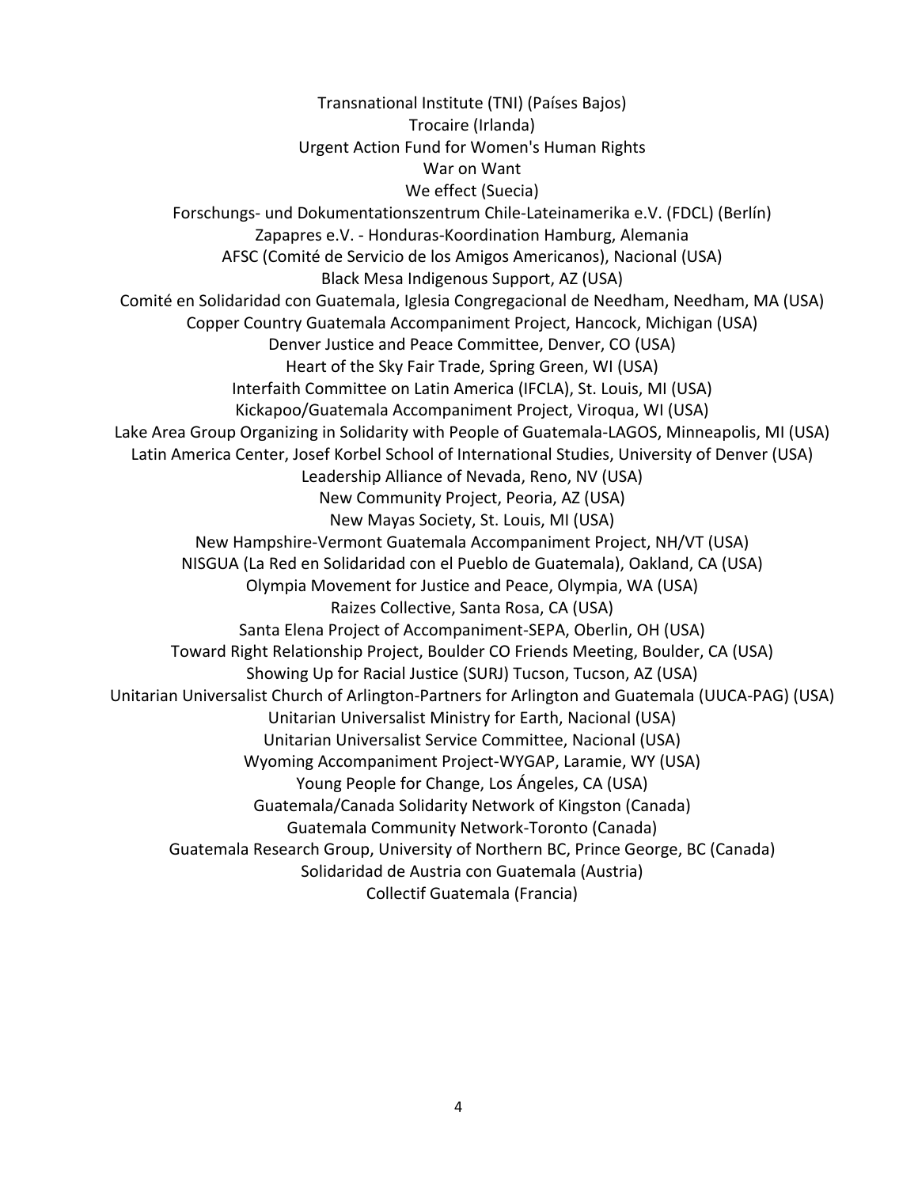Transnational Institute (TNI) (Países Bajos)
Trocaire (Irlanda)
Urgent Action Fund for Women's Human Rights
War on Want
We effect (Suecia)
Forschungs- und Dokumentationszentrum Chile-Lateinamerika e.V. (FDCL) (Berlín)
Zapapres e.V. - Honduras-Koordination Hamburg, Alemania
AFSC (Comité de Servicio de los Amigos Americanos), Nacional (USA)
Black Mesa Indigenous Support, AZ (USA)
Comité en Solidaridad con Guatemala, Iglesia Congregacional de Needham, Needham, MA (USA)
Copper Country Guatemala Accompaniment Project, Hancock, Michigan (USA)
Denver Justice and Peace Committee, Denver, CO (USA)
Heart of the Sky Fair Trade, Spring Green, WI (USA)
Interfaith Committee on Latin America (IFCLA), St. Louis, MI (USA)
Kickapoo/Guatemala Accompaniment Project, Viroqua, WI (USA)
Lake Area Group Organizing in Solidarity with People of Guatemala-LAGOS, Minneapolis, MI (USA)
Latin America Center, Josef Korbel School of International Studies, University of Denver (USA)
Leadership Alliance of Nevada, Reno, NV (USA)
New Community Project, Peoria, AZ (USA)
New Mayas Society, St. Louis, MI (USA)
New Hampshire-Vermont Guatemala Accompaniment Project, NH/VT (USA)
NISGUA (La Red en Solidaridad con el Pueblo de Guatemala), Oakland, CA (USA)
Olympia Movement for Justice and Peace, Olympia, WA (USA)
Raizes Collective, Santa Rosa, CA (USA)
Santa Elena Project of Accompaniment-SEPA, Oberlin, OH (USA)
Toward Right Relationship Project, Boulder CO Friends Meeting, Boulder, CA (USA)
Showing Up for Racial Justice (SURJ) Tucson, Tucson, AZ (USA)
Unitarian Universalist Church of Arlington-Partners for Arlington and Guatemala (UUCA-PAG) (USA)
Unitarian Universalist Ministry for Earth, Nacional (USA)
Unitarian Universalist Service Committee, Nacional (USA)
Wyoming Accompaniment Project-WYGAP, Laramie, WY (USA)
Young People for Change, Los Ángeles, CA (USA)
Guatemala/Canada Solidarity Network of Kingston (Canada)
Guatemala Community Network-Toronto (Canada)
Guatemala Research Group, University of Northern BC, Prince George, BC (Canada)
Solidaridad de Austria con Guatemala (Austria)
Collectif Guatemala (Francia)